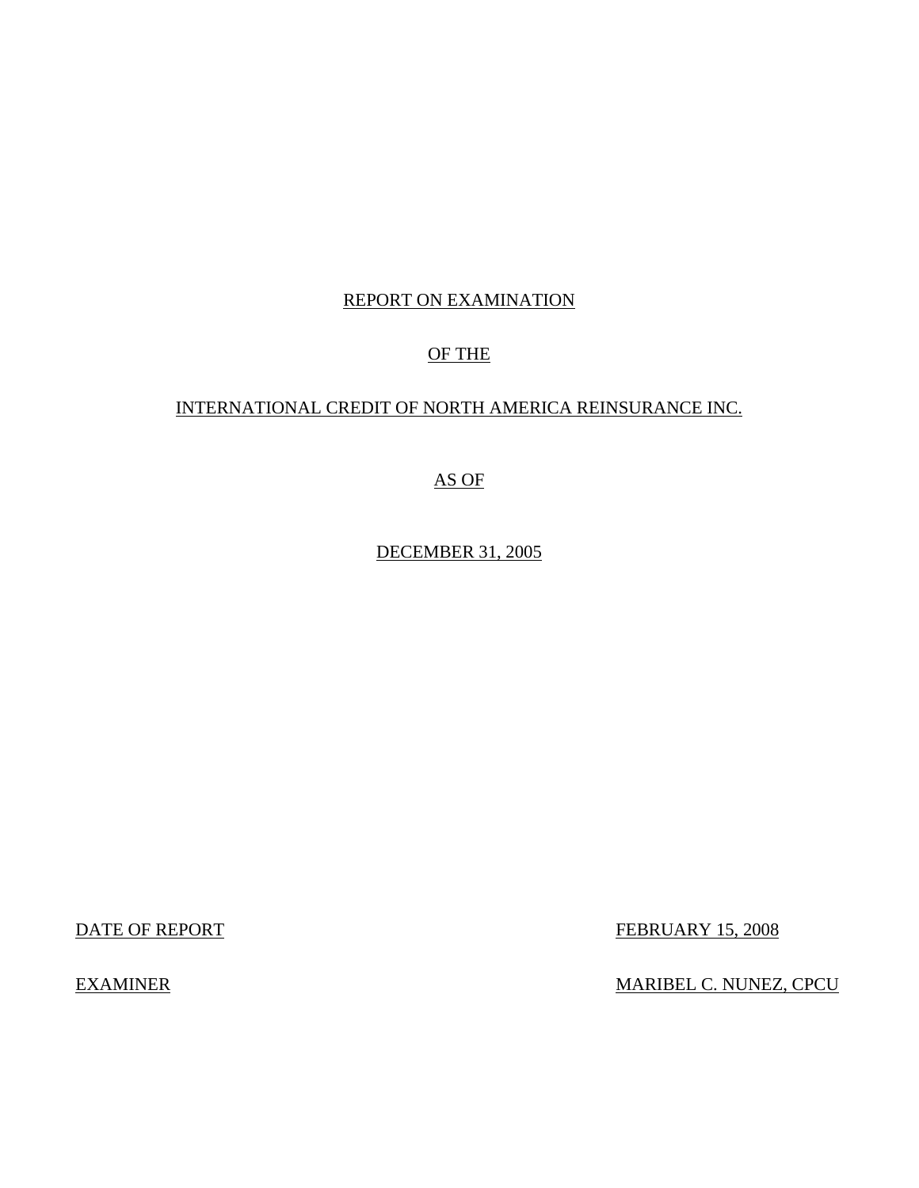REPORT ON EXAMINATION

OF THE

INTERNATIONAL CREDIT OF NORTH AMERICA REINSURANCE INC.

AS OF

DECEMBER 31, 2005

DATE OF REPORT FEBRUARY 15, 2008

EXAMINER MARIBEL C. NUNEZ, CPCU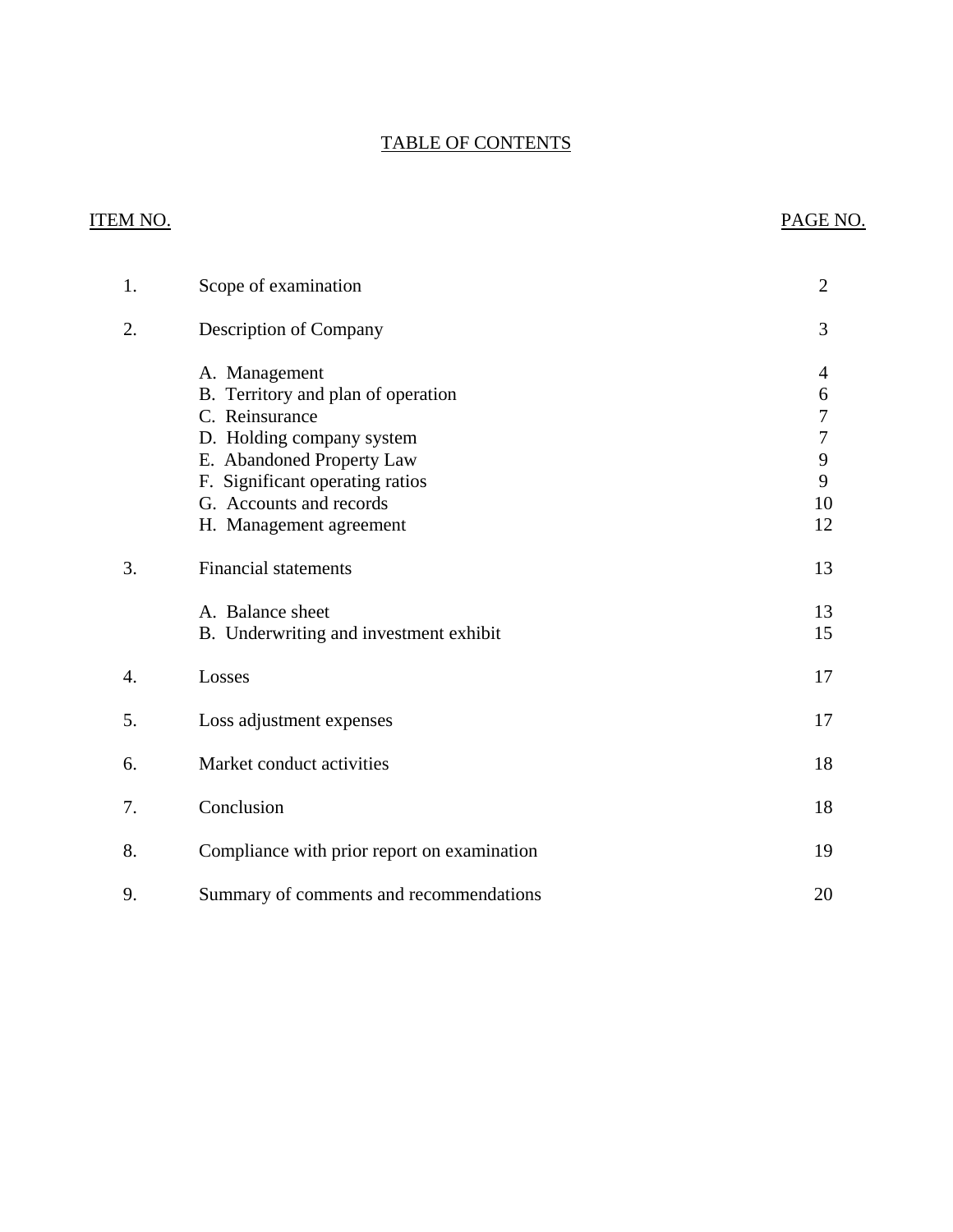# TABLE OF CONTENTS

| ITEM NO. | | PAGE NO. |
|---|---|---|
| 1. | Scope of examination | 2 |
| 2. | Description of Company | 3 |
| | A. Management | 4 |
| | B. Territory and plan of operation | 6 |
| | C. Reinsurance | 7 |
| | D. Holding company system | 7 |
| | E. Abandoned Property Law | 9 |
| | F. Significant operating ratios | 9 |
| | G. Accounts and records | 10 |
| | H. Management agreement | 12 |
| 3. | Financial statements | 13 |
| | A. Balance sheet | 13 |
| | B. Underwriting and investment exhibit | 15 |
| 4. | Losses | 17 |
| 5. | Loss adjustment expenses | 17 |
| 6. | Market conduct activities | 18 |
| 7. | Conclusion | 18 |
| 8. | Compliance with prior report on examination | 19 |
| 9. | Summary of comments and recommendations | 20 |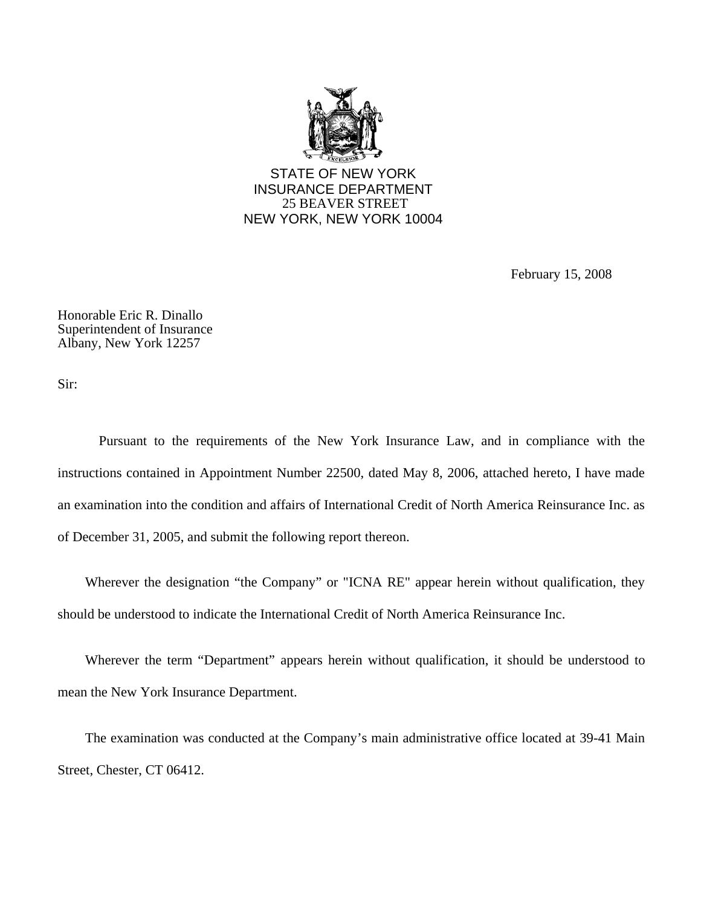STATE OF NEW YORK
INSURANCE DEPARTMENT
25 BEAVER STREET
NEW YORK, NEW YORK 10004

February 15, 2008

Honorable Eric R. Dinallo
Superintendent of Insurance
Albany, New York 12257

Sir:

Pursuant to the requirements of the New York Insurance Law, and in compliance with the instructions contained in Appointment Number 22500, dated May 8, 2006, attached hereto, I have made an examination into the condition and affairs of International Credit of North America Reinsurance Inc. as of December 31, 2005, and submit the following report thereon.

Wherever the designation "the Company" or "ICNA RE" appear herein without qualification, they should be understood to indicate the International Credit of North America Reinsurance Inc.

Wherever the term "Department" appears herein without qualification, it should be understood to mean the New York Insurance Department.

The examination was conducted at the Company's main administrative office located at 39-41 Main Street, Chester, CT 06412.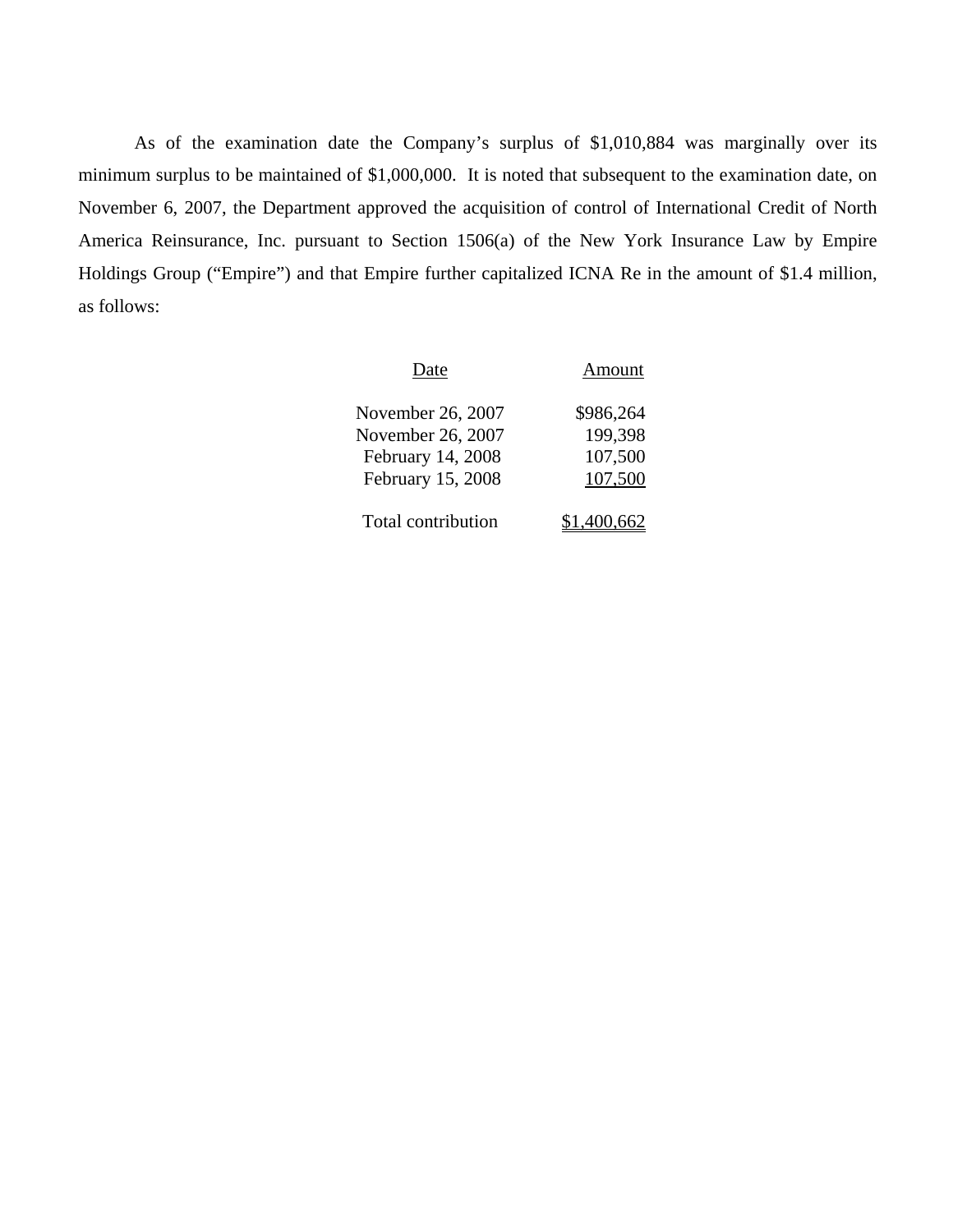As of the examination date the Company's surplus of $1,010,884 was marginally over its minimum surplus to be maintained of $1,000,000. It is noted that subsequent to the examination date, on November 6, 2007, the Department approved the acquisition of control of International Credit of North America Reinsurance, Inc. pursuant to Section 1506(a) of the New York Insurance Law by Empire Holdings Group ("Empire") and that Empire further capitalized ICNA Re in the amount of $1.4 million, as follows:

| Date | Amount |
|---|---|
| November 26, 2007 | $986,264 |
| November 26, 2007 | 199,398 |
| February 14, 2008 | 107,500 |
| February 15, 2008 | 107,500 |
| Total contribution | $1,400,662 |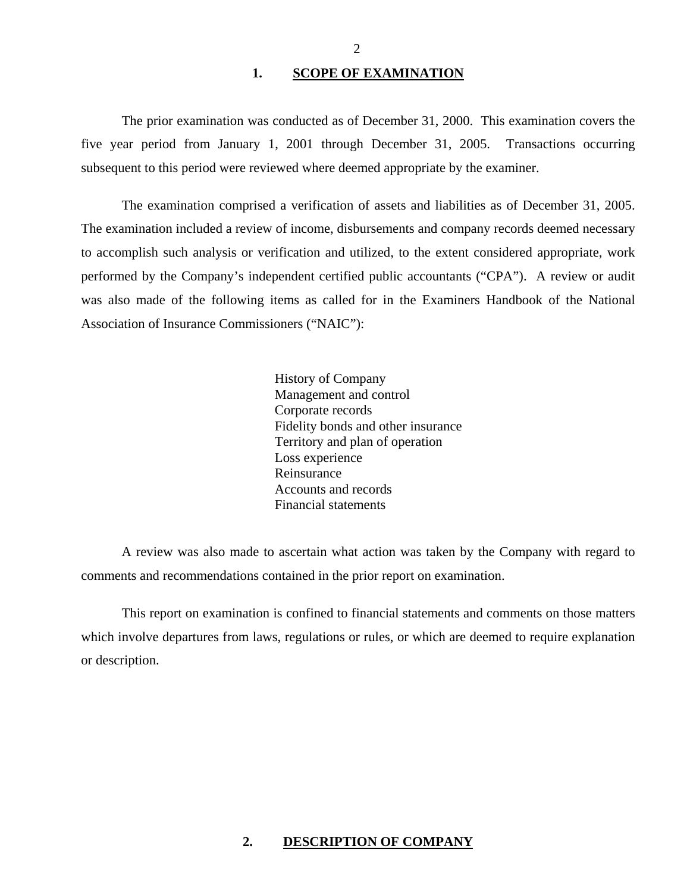## 1. SCOPE OF EXAMINATION

The prior examination was conducted as of December 31, 2000. This examination covers the five year period from January 1, 2001 through December 31, 2005. Transactions occurring subsequent to this period were reviewed where deemed appropriate by the examiner.

The examination comprised a verification of assets and liabilities as of December 31, 2005. The examination included a review of income, disbursements and company records deemed necessary to accomplish such analysis or verification and utilized, to the extent considered appropriate, work performed by the Company's independent certified public accountants ("CPA"). A review or audit was also made of the following items as called for in the Examiners Handbook of the National Association of Insurance Commissioners ("NAIC"):

- History of Company
- Management and control
- Corporate records
- Fidelity bonds and other insurance
- Territory and plan of operation
- Loss experience
- Reinsurance
- Accounts and records
- Financial statements

A review was also made to ascertain what action was taken by the Company with regard to comments and recommendations contained in the prior report on examination.

This report on examination is confined to financial statements and comments on those matters which involve departures from laws, regulations or rules, or which are deemed to require explanation or description.

## 2. DESCRIPTION OF COMPANY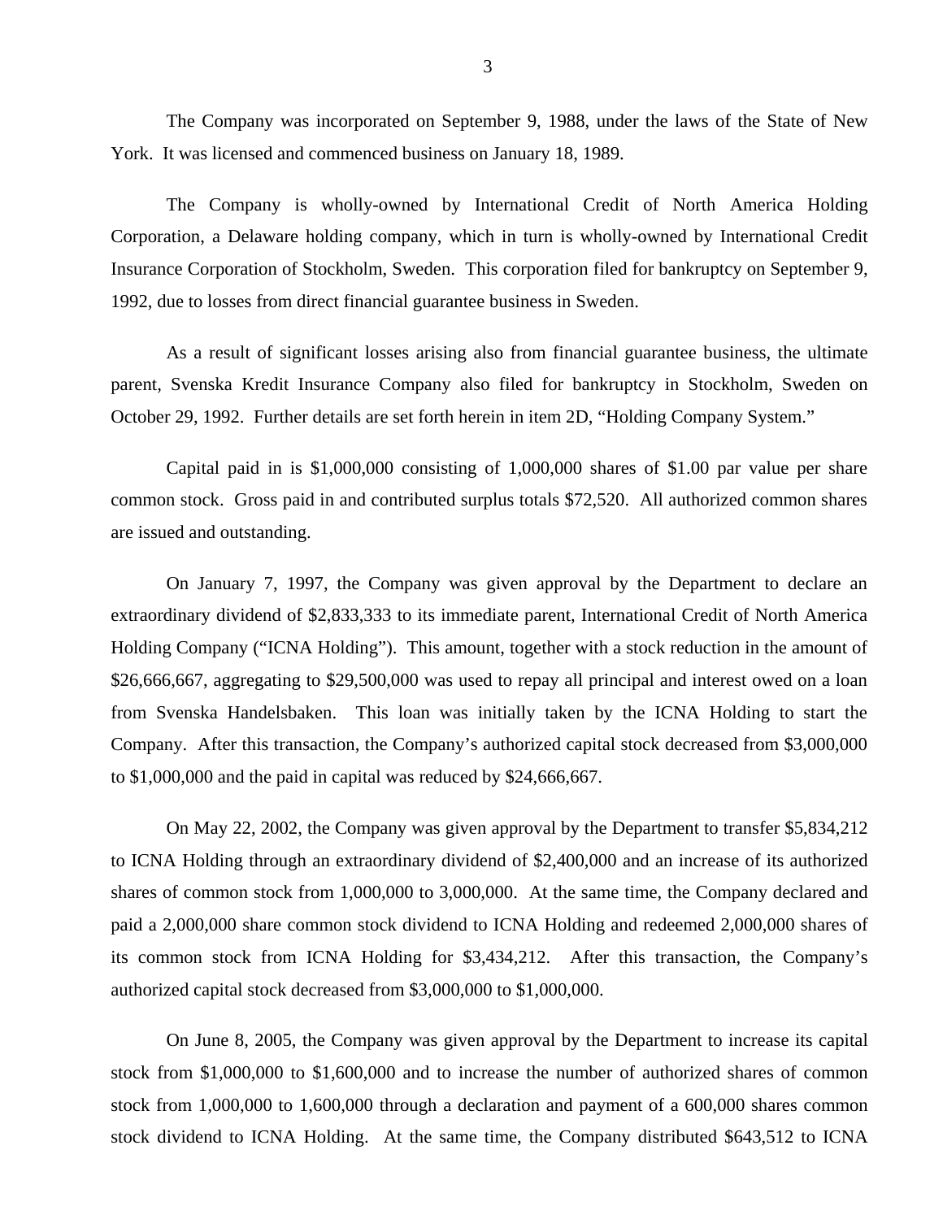The Company was incorporated on September 9, 1988, under the laws of the State of New York. It was licensed and commenced business on January 18, 1989.

The Company is wholly-owned by International Credit of North America Holding Corporation, a Delaware holding company, which in turn is wholly-owned by International Credit Insurance Corporation of Stockholm, Sweden. This corporation filed for bankruptcy on September 9, 1992, due to losses from direct financial guarantee business in Sweden.

As a result of significant losses arising also from financial guarantee business, the ultimate parent, Svenska Kredit Insurance Company also filed for bankruptcy in Stockholm, Sweden on October 29, 1992. Further details are set forth herein in item 2D, "Holding Company System."

Capital paid in is $1,000,000 consisting of 1,000,000 shares of $1.00 par value per share common stock. Gross paid in and contributed surplus totals $72,520. All authorized common shares are issued and outstanding.

On January 7, 1997, the Company was given approval by the Department to declare an extraordinary dividend of $2,833,333 to its immediate parent, International Credit of North America Holding Company ("ICNA Holding"). This amount, together with a stock reduction in the amount of $26,666,667, aggregating to $29,500,000 was used to repay all principal and interest owed on a loan from Svenska Handelsbaken. This loan was initially taken by the ICNA Holding to start the Company. After this transaction, the Company's authorized capital stock decreased from $3,000,000 to $1,000,000 and the paid in capital was reduced by $24,666,667.

On May 22, 2002, the Company was given approval by the Department to transfer $5,834,212 to ICNA Holding through an extraordinary dividend of $2,400,000 and an increase of its authorized shares of common stock from 1,000,000 to 3,000,000. At the same time, the Company declared and paid a 2,000,000 share common stock dividend to ICNA Holding and redeemed 2,000,000 shares of its common stock from ICNA Holding for $3,434,212. After this transaction, the Company's authorized capital stock decreased from $3,000,000 to $1,000,000.

On June 8, 2005, the Company was given approval by the Department to increase its capital stock from $1,000,000 to $1,600,000 and to increase the number of authorized shares of common stock from 1,000,000 to 1,600,000 through a declaration and payment of a 600,000 shares common stock dividend to ICNA Holding. At the same time, the Company distributed $643,512 to ICNA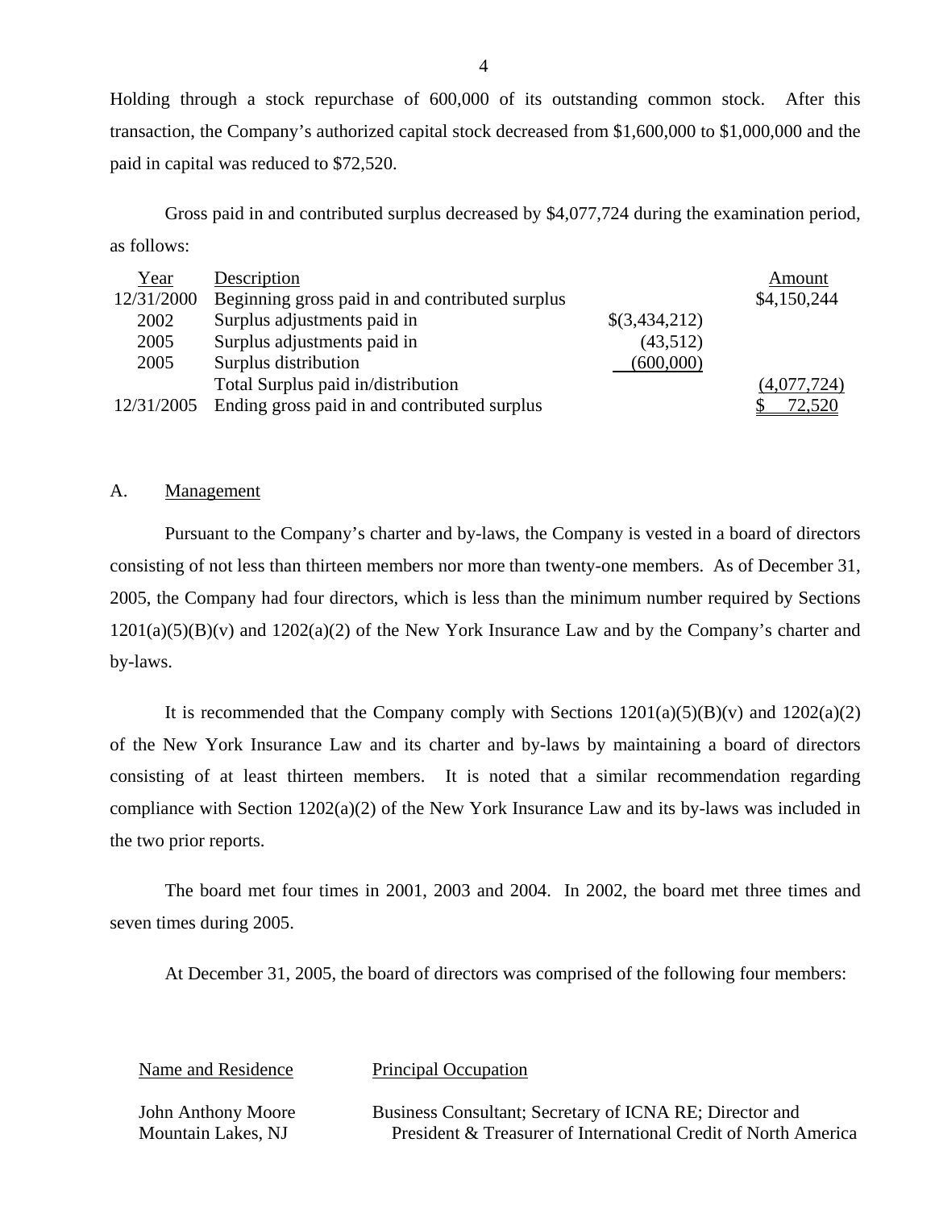Holding through a stock repurchase of 600,000 of its outstanding common stock. After this transaction, the Company's authorized capital stock decreased from $1,600,000 to $1,000,000 and the paid in capital was reduced to $72,520.

Gross paid in and contributed surplus decreased by $4,077,724 during the examination period, as follows:

| Year | Description | | Amount |
|---|---|---|---|
| 12/31/2000 | Beginning gross paid in and contributed surplus | | $4,150,244 |
| 2002 | Surplus adjustments paid in | $(3,434,212) | |
| 2005 | Surplus adjustments paid in | (43,512) | |
| 2005 | Surplus distribution | (600,000) | |
| | Total Surplus paid in/distribution | | (4,077,724) |
| 12/31/2005 | Ending gross paid in and contributed surplus | | $ 72,520 |

## A. Management

Pursuant to the Company's charter and by-laws, the Company is vested in a board of directors consisting of not less than thirteen members nor more than twenty-one members. As of December 31, 2005, the Company had four directors, which is less than the minimum number required by Sections 1201(a)(5)(B)(v) and 1202(a)(2) of the New York Insurance Law and by the Company's charter and by-laws.

It is recommended that the Company comply with Sections 1201(a)(5)(B)(v) and 1202(a)(2) of the New York Insurance Law and its charter and by-laws by maintaining a board of directors consisting of at least thirteen members. It is noted that a similar recommendation regarding compliance with Section 1202(a)(2) of the New York Insurance Law and its by-laws was included in the two prior reports.

The board met four times in 2001, 2003 and 2004. In 2002, the board met three times and seven times during 2005.

At December 31, 2005, the board of directors was comprised of the following four members:

| Name and Residence | Principal Occupation |
|---|---|
| John Anthony Moore<br>Mountain Lakes, NJ | Business Consultant; Secretary of ICNA RE; Director and President & Treasurer of International Credit of North America |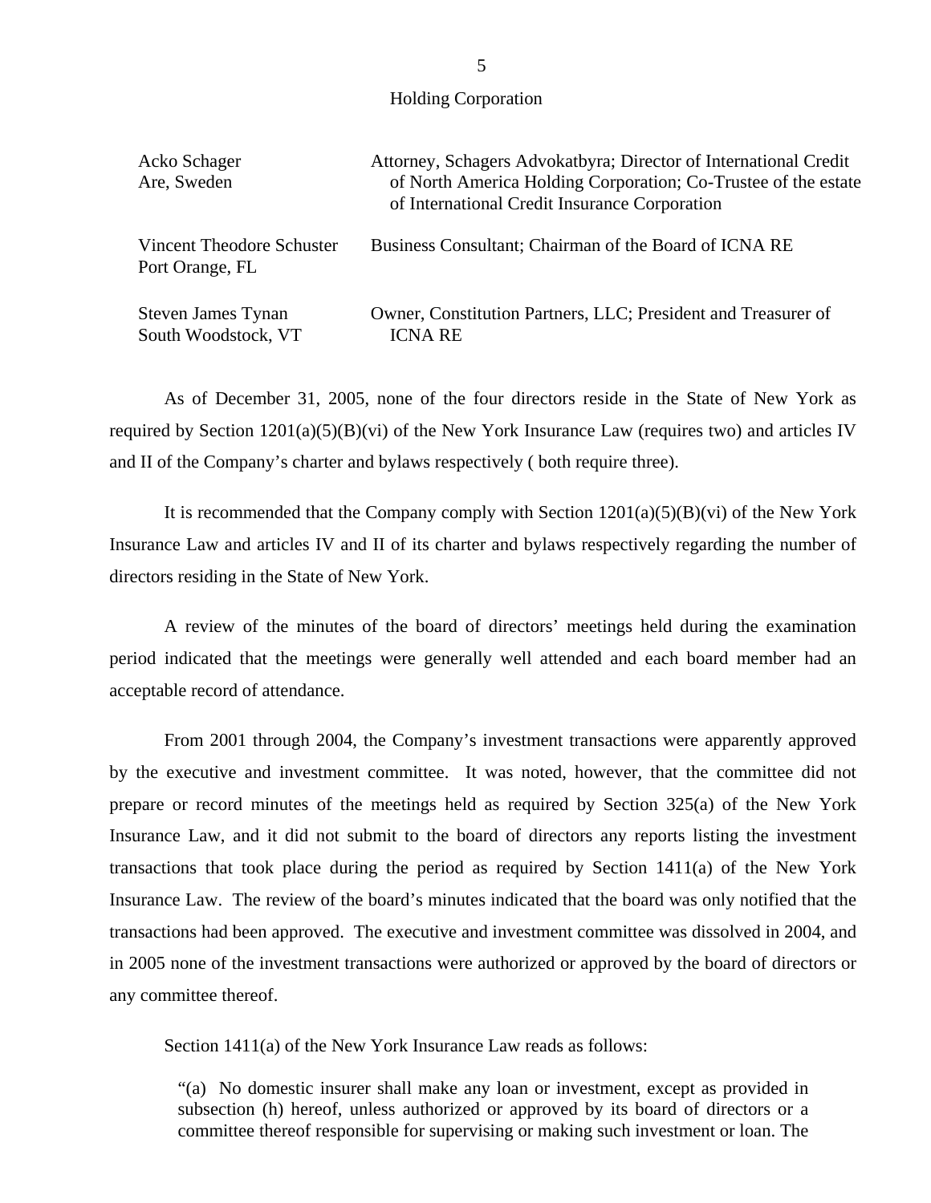Holding Corporation

| | |
|---|---|
| Acko Schager<br>Are, Sweden | Attorney, Schagers Advokatbyra; Director of International Credit of North America Holding Corporation; Co-Trustee of the estate of International Credit Insurance Corporation |
| Vincent Theodore Schuster<br>Port Orange, FL | Business Consultant; Chairman of the Board of ICNA RE |
| Steven James Tynan<br>South Woodstock, VT | Owner, Constitution Partners, LLC; President and Treasurer of ICNA RE |

As of December 31, 2005, none of the four directors reside in the State of New York as required by Section 1201(a)(5)(B)(vi) of the New York Insurance Law (requires two) and articles IV and II of the Company's charter and bylaws respectively ( both require three).

It is recommended that the Company comply with Section 1201(a)(5)(B)(vi) of the New York Insurance Law and articles IV and II of its charter and bylaws respectively regarding the number of directors residing in the State of New York.

A review of the minutes of the board of directors' meetings held during the examination period indicated that the meetings were generally well attended and each board member had an acceptable record of attendance.

From 2001 through 2004, the Company's investment transactions were apparently approved by the executive and investment committee. It was noted, however, that the committee did not prepare or record minutes of the meetings held as required by Section 325(a) of the New York Insurance Law, and it did not submit to the board of directors any reports listing the investment transactions that took place during the period as required by Section 1411(a) of the New York Insurance Law. The review of the board's minutes indicated that the board was only notified that the transactions had been approved. The executive and investment committee was dissolved in 2004, and in 2005 none of the investment transactions were authorized or approved by the board of directors or any committee thereof.

Section 1411(a) of the New York Insurance Law reads as follows:

> "(a) No domestic insurer shall make any loan or investment, except as provided in subsection (h) hereof, unless authorized or approved by its board of directors or a committee thereof responsible for supervising or making such investment or loan. The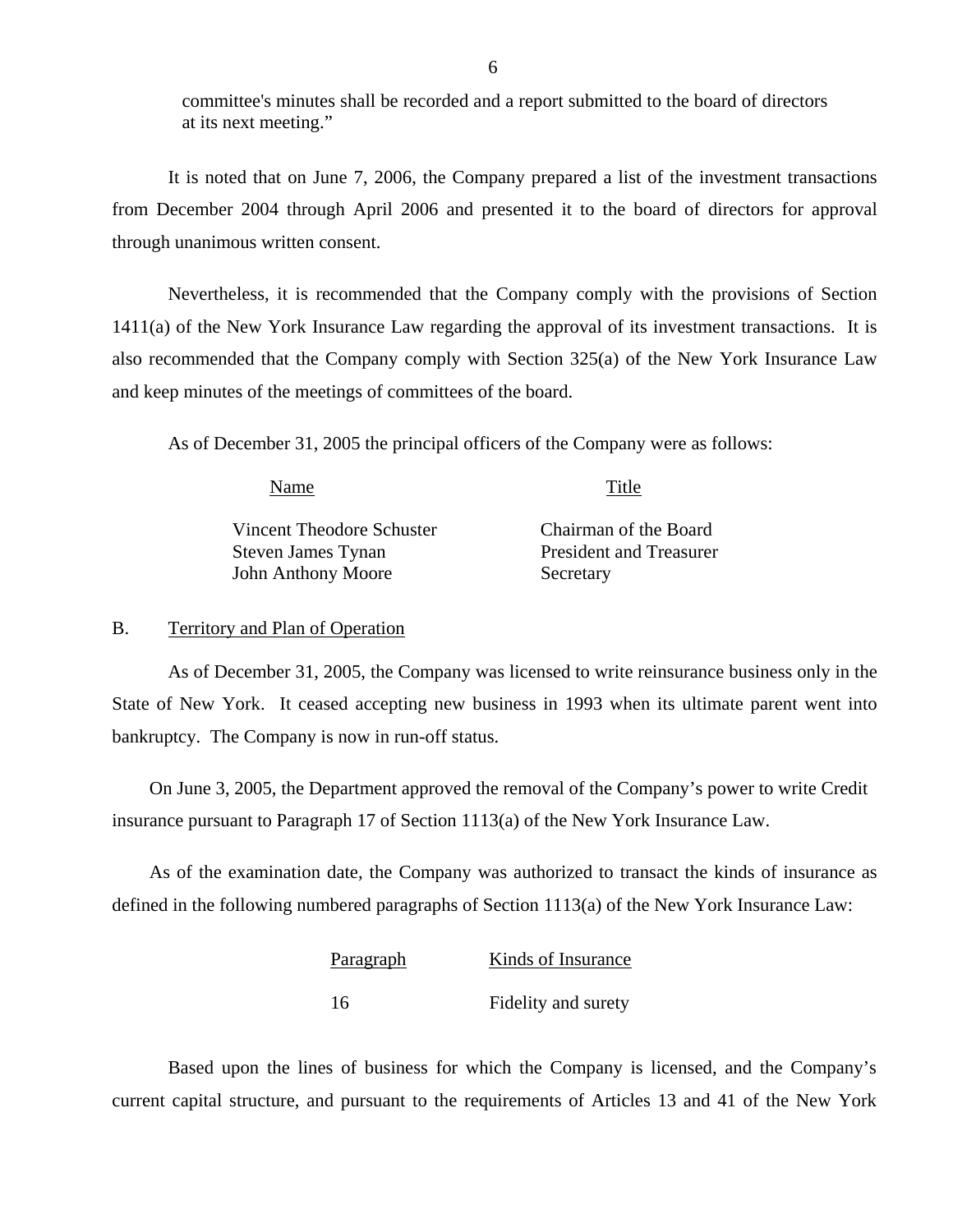committee's minutes shall be recorded and a report submitted to the board of directors at its next meeting."

It is noted that on June 7, 2006, the Company prepared a list of the investment transactions from December 2004 through April 2006 and presented it to the board of directors for approval through unanimous written consent.

Nevertheless, it is recommended that the Company comply with the provisions of Section 1411(a) of the New York Insurance Law regarding the approval of its investment transactions. It is also recommended that the Company comply with Section 325(a) of the New York Insurance Law and keep minutes of the meetings of committees of the board.

As of December 31, 2005 the principal officers of the Company were as follows:

| Name | Title |
|---|---|
| Vincent Theodore Schuster | Chairman of the Board |
| Steven James Tynan | President and Treasurer |
| John Anthony Moore | Secretary |

## B. Territory and Plan of Operation

As of December 31, 2005, the Company was licensed to write reinsurance business only in the State of New York. It ceased accepting new business in 1993 when its ultimate parent went into bankruptcy. The Company is now in run-off status.

On June 3, 2005, the Department approved the removal of the Company's power to write Credit insurance pursuant to Paragraph 17 of Section 1113(a) of the New York Insurance Law.

As of the examination date, the Company was authorized to transact the kinds of insurance as defined in the following numbered paragraphs of Section 1113(a) of the New York Insurance Law:

| Paragraph | Kinds of Insurance |
|---|---|
| 16 | Fidelity and surety |

Based upon the lines of business for which the Company is licensed, and the Company's current capital structure, and pursuant to the requirements of Articles 13 and 41 of the New York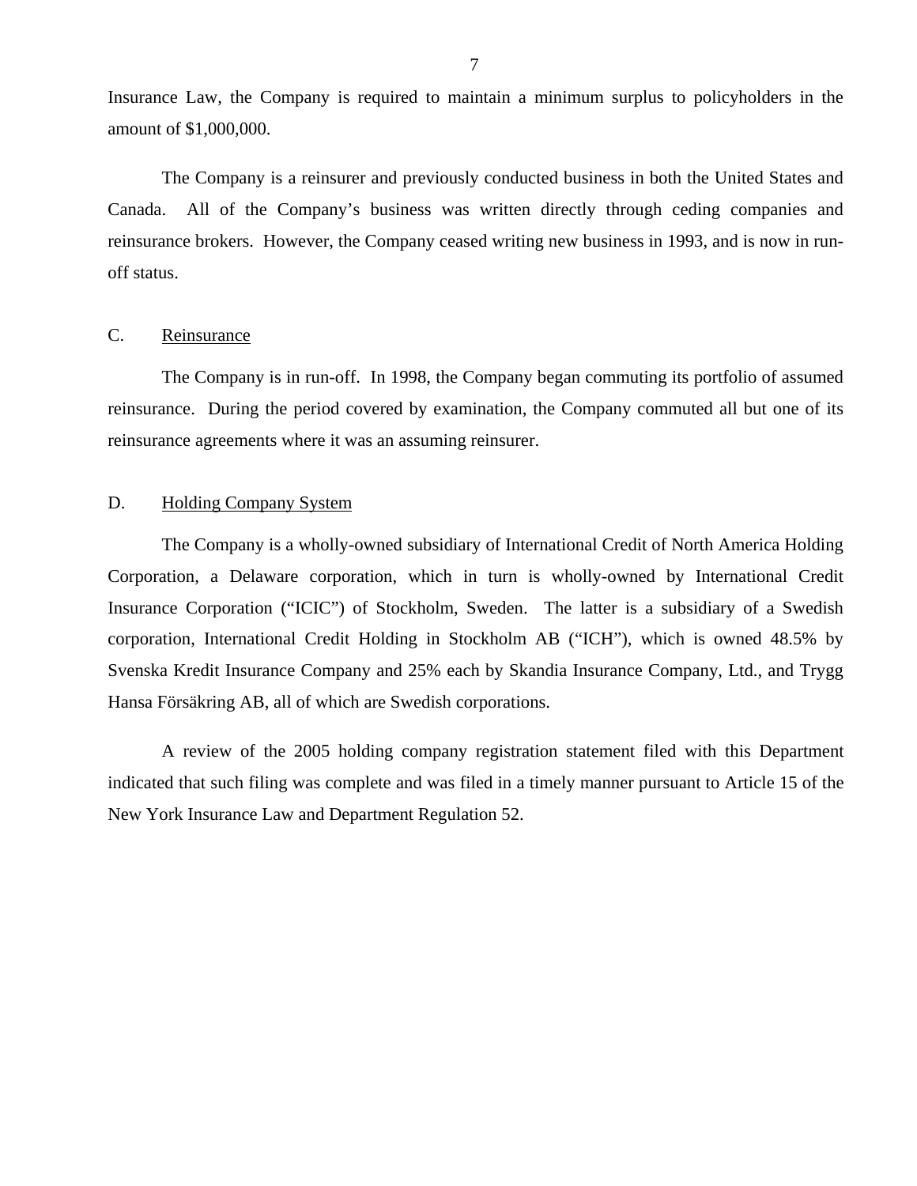Insurance Law, the Company is required to maintain a minimum surplus to policyholders in the amount of $1,000,000.

The Company is a reinsurer and previously conducted business in both the United States and Canada. All of the Company's business was written directly through ceding companies and reinsurance brokers. However, the Company ceased writing new business in 1993, and is now in run-off status.

## C. Reinsurance

The Company is in run-off. In 1998, the Company began commuting its portfolio of assumed reinsurance. During the period covered by examination, the Company commuted all but one of its reinsurance agreements where it was an assuming reinsurer.

## D. Holding Company System

The Company is a wholly-owned subsidiary of International Credit of North America Holding Corporation, a Delaware corporation, which in turn is wholly-owned by International Credit Insurance Corporation ("ICIC") of Stockholm, Sweden. The latter is a subsidiary of a Swedish corporation, International Credit Holding in Stockholm AB ("ICH"), which is owned 48.5% by Svenska Kredit Insurance Company and 25% each by Skandia Insurance Company, Ltd., and Trygg Hansa Försäkring AB, all of which are Swedish corporations.

A review of the 2005 holding company registration statement filed with this Department indicated that such filing was complete and was filed in a timely manner pursuant to Article 15 of the New York Insurance Law and Department Regulation 52.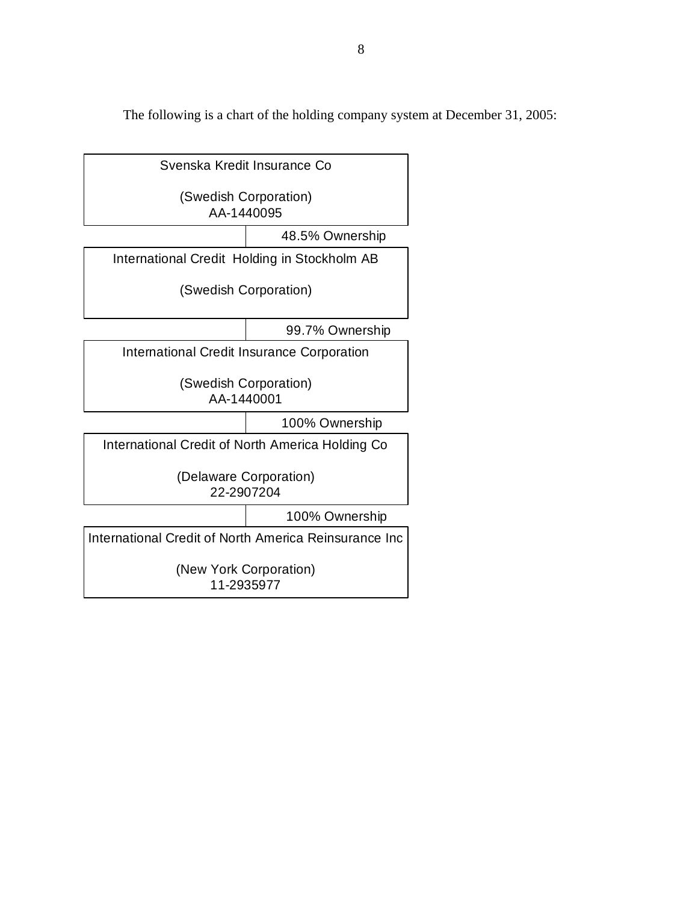The following is a chart of the holding company system at December 31, 2005:

Svenska Kredit Insurance Co

(Swedish Corporation)
AA-1440095

48.5% Ownership

International Credit Holding in Stockholm AB

(Swedish Corporation)

99.7% Ownership

International Credit Insurance Corporation

(Swedish Corporation)
AA-1440001

100% Ownership

International Credit of North America Holding Co

(Delaware Corporation)
22-2907204

100% Ownership

International Credit of North America Reinsurance Inc

(New York Corporation)
11-2935977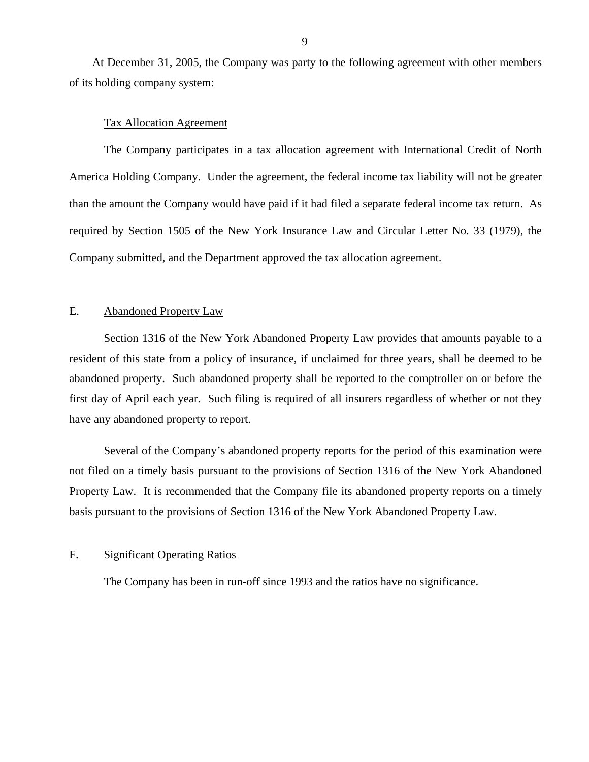At December 31, 2005, the Company was party to the following agreement with other members of its holding company system:

Tax Allocation Agreement

The Company participates in a tax allocation agreement with International Credit of North America Holding Company. Under the agreement, the federal income tax liability will not be greater than the amount the Company would have paid if it had filed a separate federal income tax return. As required by Section 1505 of the New York Insurance Law and Circular Letter No. 33 (1979), the Company submitted, and the Department approved the tax allocation agreement.

## E. Abandoned Property Law

Section 1316 of the New York Abandoned Property Law provides that amounts payable to a resident of this state from a policy of insurance, if unclaimed for three years, shall be deemed to be abandoned property. Such abandoned property shall be reported to the comptroller on or before the first day of April each year. Such filing is required of all insurers regardless of whether or not they have any abandoned property to report.

Several of the Company's abandoned property reports for the period of this examination were not filed on a timely basis pursuant to the provisions of Section 1316 of the New York Abandoned Property Law. It is recommended that the Company file its abandoned property reports on a timely basis pursuant to the provisions of Section 1316 of the New York Abandoned Property Law.

## F. Significant Operating Ratios

The Company has been in run-off since 1993 and the ratios have no significance.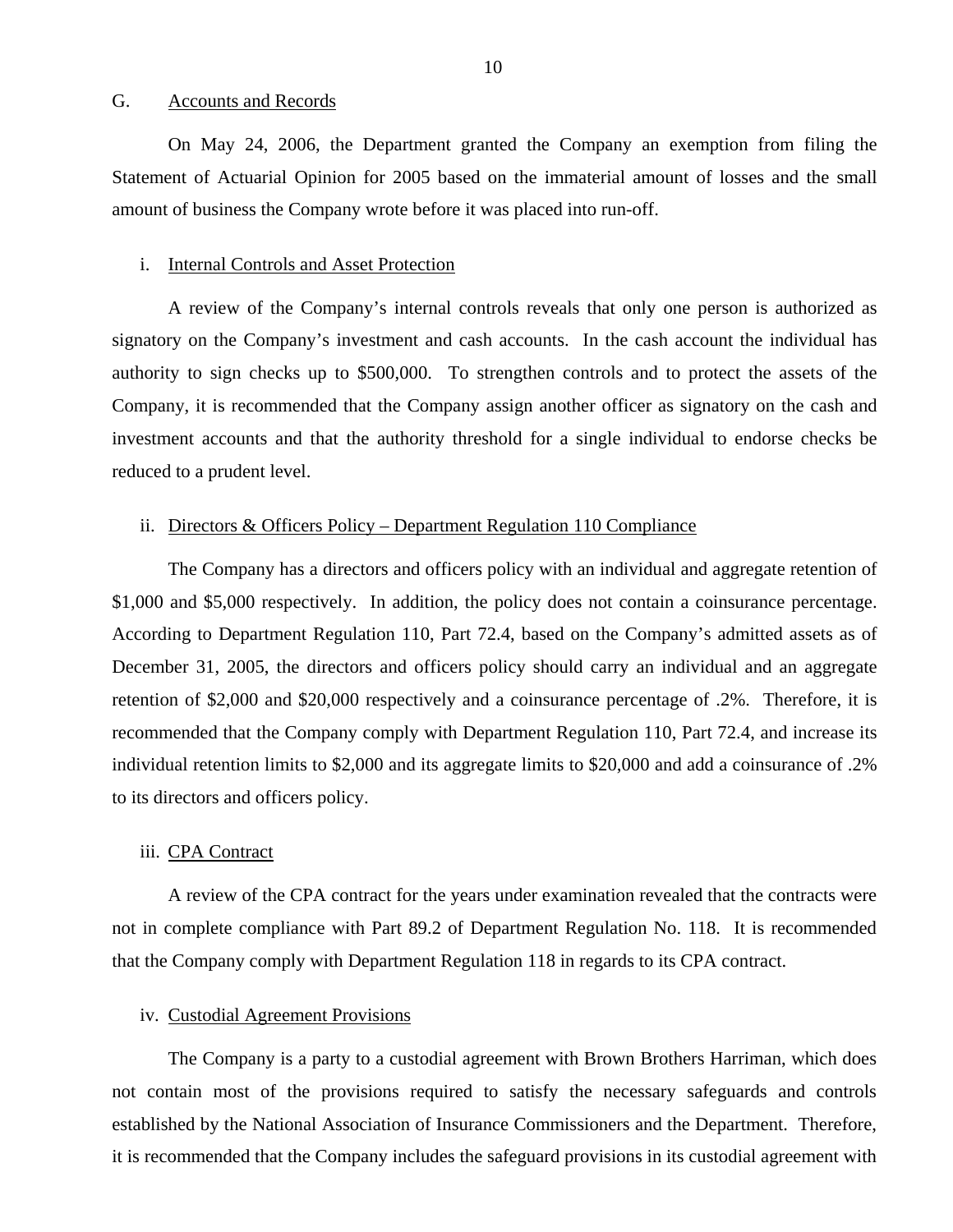## G. Accounts and Records

On May 24, 2006, the Department granted the Company an exemption from filing the Statement of Actuarial Opinion for 2005 based on the immaterial amount of losses and the small amount of business the Company wrote before it was placed into run-off.

### i. Internal Controls and Asset Protection

A review of the Company's internal controls reveals that only one person is authorized as signatory on the Company's investment and cash accounts. In the cash account the individual has authority to sign checks up to $500,000. To strengthen controls and to protect the assets of the Company, it is recommended that the Company assign another officer as signatory on the cash and investment accounts and that the authority threshold for a single individual to endorse checks be reduced to a prudent level.

### ii. Directors & Officers Policy – Department Regulation 110 Compliance

The Company has a directors and officers policy with an individual and aggregate retention of $1,000 and $5,000 respectively. In addition, the policy does not contain a coinsurance percentage. According to Department Regulation 110, Part 72.4, based on the Company's admitted assets as of December 31, 2005, the directors and officers policy should carry an individual and an aggregate retention of $2,000 and $20,000 respectively and a coinsurance percentage of .2%. Therefore, it is recommended that the Company comply with Department Regulation 110, Part 72.4, and increase its individual retention limits to $2,000 and its aggregate limits to $20,000 and add a coinsurance of .2% to its directors and officers policy.

### iii. CPA Contract

A review of the CPA contract for the years under examination revealed that the contracts were not in complete compliance with Part 89.2 of Department Regulation No. 118. It is recommended that the Company comply with Department Regulation 118 in regards to its CPA contract.

### iv. Custodial Agreement Provisions

The Company is a party to a custodial agreement with Brown Brothers Harriman, which does not contain most of the provisions required to satisfy the necessary safeguards and controls established by the National Association of Insurance Commissioners and the Department. Therefore, it is recommended that the Company includes the safeguard provisions in its custodial agreement with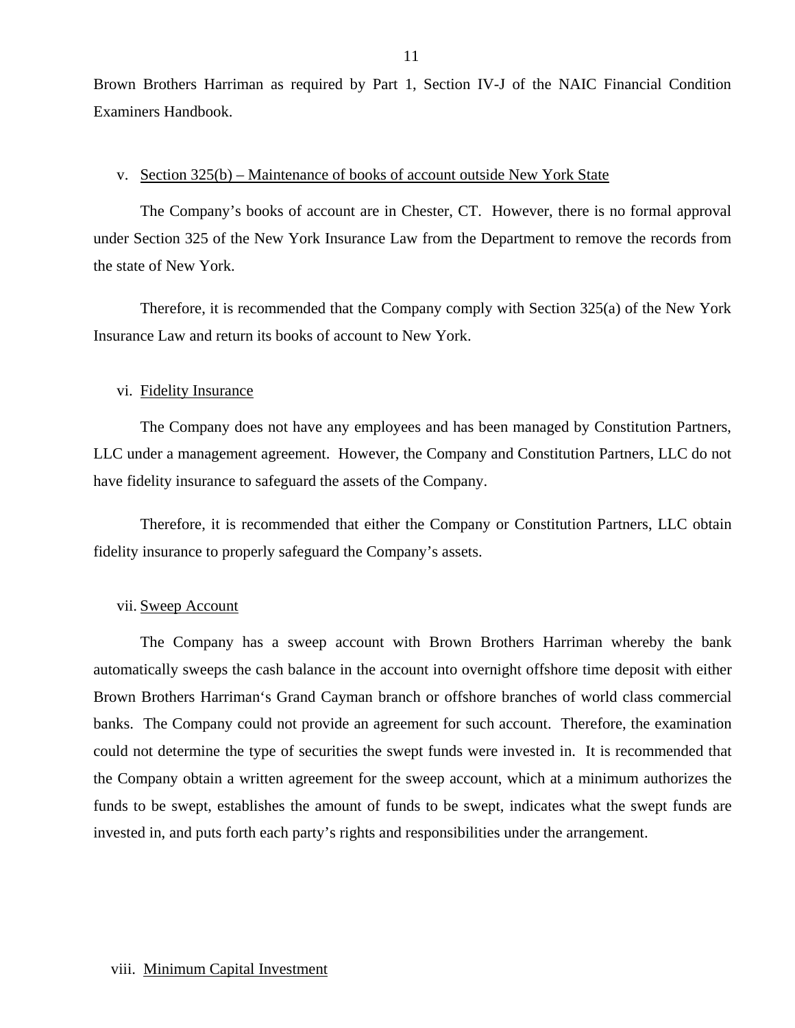Brown Brothers Harriman as required by Part 1, Section IV-J of the NAIC Financial Condition Examiners Handbook.

v. Section 325(b) – Maintenance of books of account outside New York State

The Company's books of account are in Chester, CT. However, there is no formal approval under Section 325 of the New York Insurance Law from the Department to remove the records from the state of New York.

Therefore, it is recommended that the Company comply with Section 325(a) of the New York Insurance Law and return its books of account to New York.

vi. Fidelity Insurance

The Company does not have any employees and has been managed by Constitution Partners, LLC under a management agreement. However, the Company and Constitution Partners, LLC do not have fidelity insurance to safeguard the assets of the Company.

Therefore, it is recommended that either the Company or Constitution Partners, LLC obtain fidelity insurance to properly safeguard the Company's assets.

vii. Sweep Account

The Company has a sweep account with Brown Brothers Harriman whereby the bank automatically sweeps the cash balance in the account into overnight offshore time deposit with either Brown Brothers Harriman's Grand Cayman branch or offshore branches of world class commercial banks. The Company could not provide an agreement for such account. Therefore, the examination could not determine the type of securities the swept funds were invested in. It is recommended that the Company obtain a written agreement for the sweep account, which at a minimum authorizes the funds to be swept, establishes the amount of funds to be swept, indicates what the swept funds are invested in, and puts forth each party's rights and responsibilities under the arrangement.

viii. Minimum Capital Investment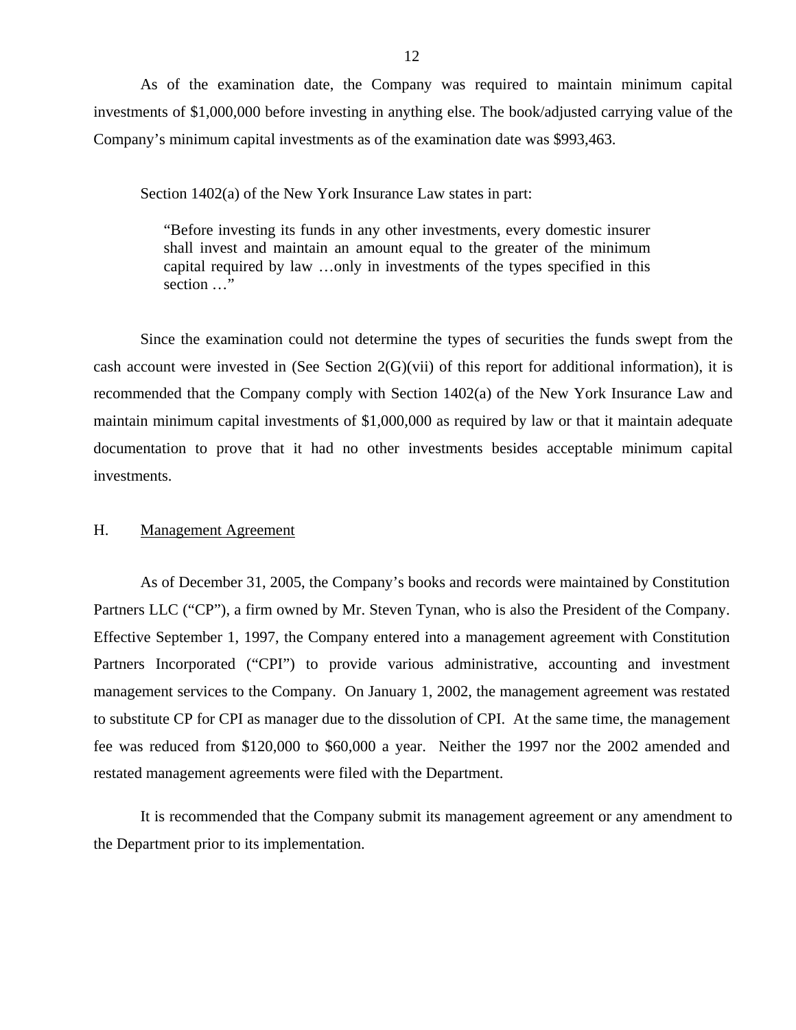As of the examination date, the Company was required to maintain minimum capital investments of $1,000,000 before investing in anything else. The book/adjusted carrying value of the Company's minimum capital investments as of the examination date was $993,463.

Section 1402(a) of the New York Insurance Law states in part:

> "Before investing its funds in any other investments, every domestic insurer shall invest and maintain an amount equal to the greater of the minimum capital required by law …only in investments of the types specified in this section …"

Since the examination could not determine the types of securities the funds swept from the cash account were invested in (See Section 2(G)(vii) of this report for additional information), it is recommended that the Company comply with Section 1402(a) of the New York Insurance Law and maintain minimum capital investments of $1,000,000 as required by law or that it maintain adequate documentation to prove that it had no other investments besides acceptable minimum capital investments.

## H. Management Agreement

As of December 31, 2005, the Company's books and records were maintained by Constitution Partners LLC ("CP"), a firm owned by Mr. Steven Tynan, who is also the President of the Company. Effective September 1, 1997, the Company entered into a management agreement with Constitution Partners Incorporated ("CPI") to provide various administrative, accounting and investment management services to the Company. On January 1, 2002, the management agreement was restated to substitute CP for CPI as manager due to the dissolution of CPI. At the same time, the management fee was reduced from $120,000 to $60,000 a year. Neither the 1997 nor the 2002 amended and restated management agreements were filed with the Department.

It is recommended that the Company submit its management agreement or any amendment to the Department prior to its implementation.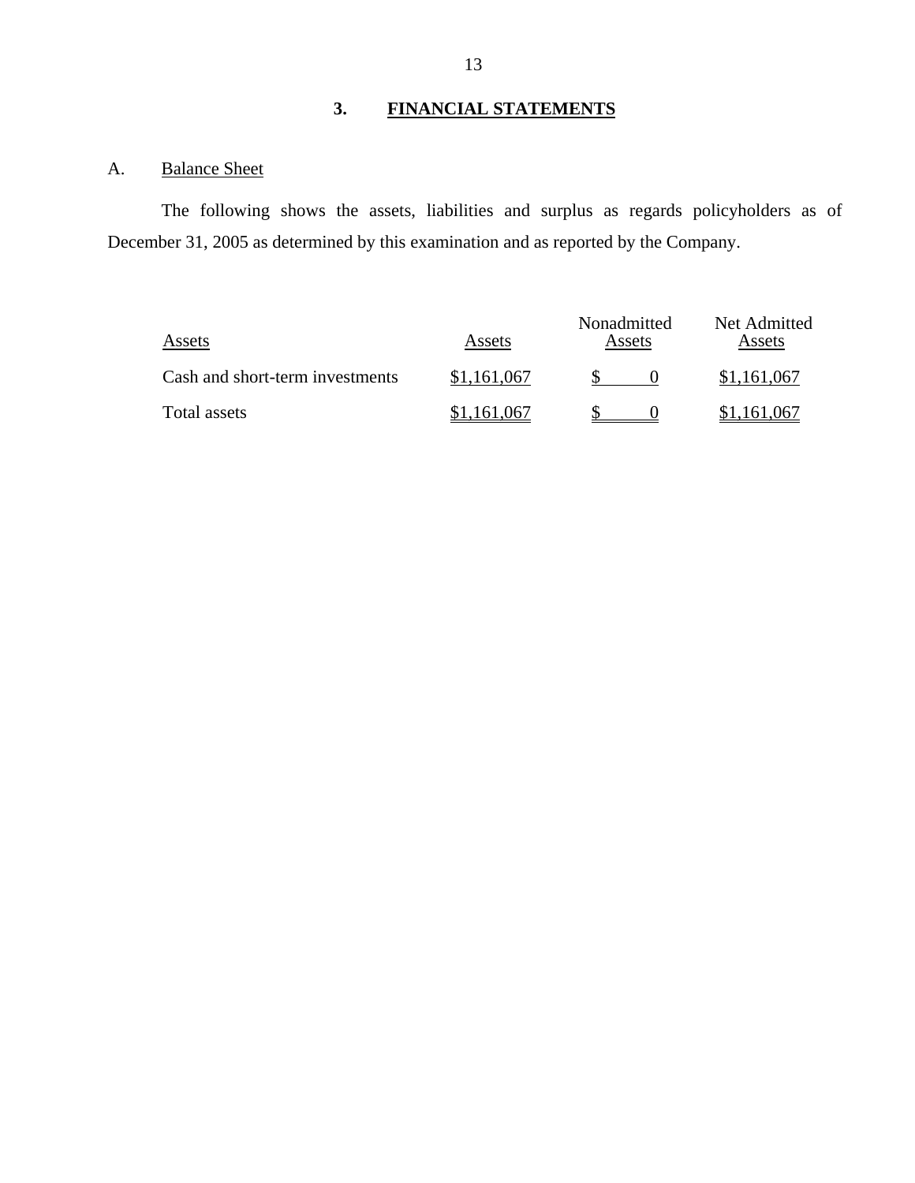## 3. FINANCIAL STATEMENTS

### A. Balance Sheet

The following shows the assets, liabilities and surplus as regards policyholders as of December 31, 2005 as determined by this examination and as reported by the Company.

| Assets | Assets | Nonadmitted Assets | Net Admitted Assets |
|---|---|---|---|
| Cash and short-term investments | $1,161,067 | $ 0 | $1,161,067 |
| Total assets | $1,161,067 | $ 0 | $1,161,067 |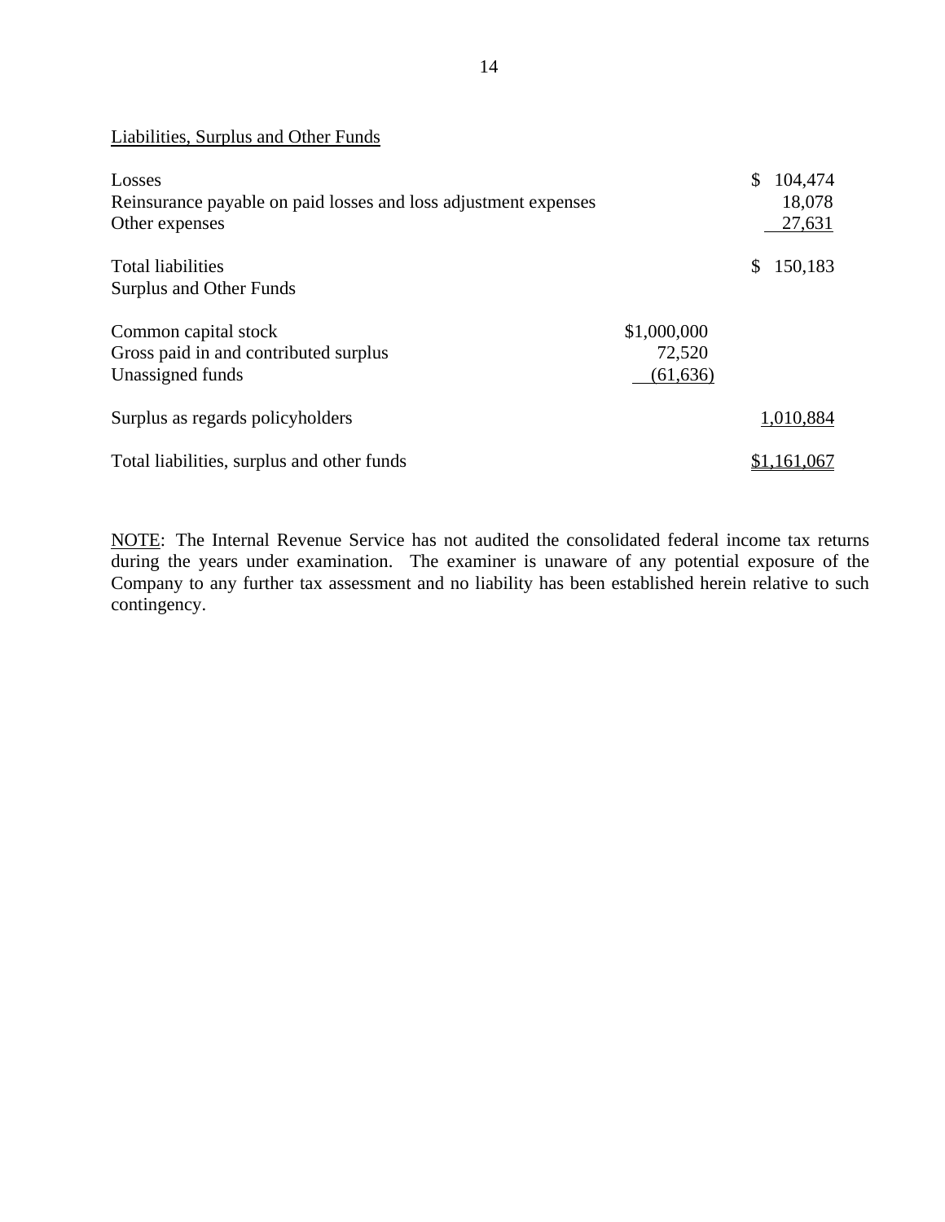Liabilities, Surplus and Other Funds

| | | |
|---|---|---|
| Losses | | $ 104,474 |
| Reinsurance payable on paid losses and loss adjustment expenses | | 18,078 |
| Other expenses | | 27,631 |
| Total liabilities | | $ 150,183 |
| Surplus and Other Funds | | |
| Common capital stock | $1,000,000 | |
| Gross paid in and contributed surplus | 72,520 | |
| Unassigned funds | (61,636) | |
| Surplus as regards policyholders | | 1,010,884 |
| Total liabilities, surplus and other funds | | $1,161,067 |

NOTE: The Internal Revenue Service has not audited the consolidated federal income tax returns during the years under examination. The examiner is unaware of any potential exposure of the Company to any further tax assessment and no liability has been established herein relative to such contingency.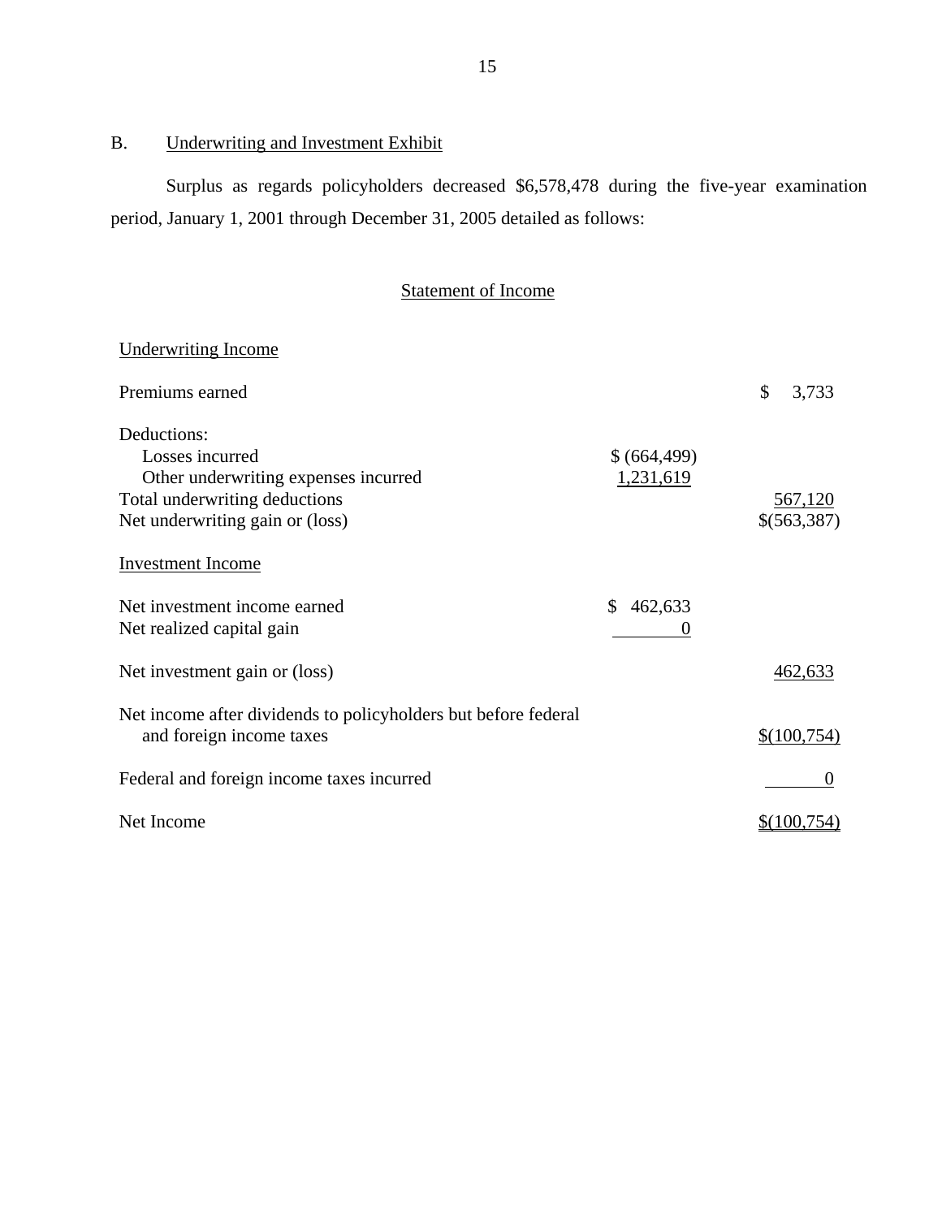## B. Underwriting and Investment Exhibit

Surplus as regards policyholders decreased $6,578,478 during the five-year examination period, January 1, 2001 through December 31, 2005 detailed as follows:

### Statement of Income

| | | |
|---|---|---|
| **Underwriting Income** | | |
| Premiums earned | | $ 3,733 |
| Deductions: | | |
| Losses incurred | $ (664,499) | |
| Other underwriting expenses incurred | 1,231,619 | |
| Total underwriting deductions | | 567,120 |
| Net underwriting gain or (loss) | | $(563,387) |
| **Investment Income** | | |
| Net investment income earned | $ 462,633 | |
| Net realized capital gain | 0 | |
| Net investment gain or (loss) | | 462,633 |
| Net income after dividends to policyholders but before federal and foreign income taxes | | $(100,754) |
| Federal and foreign income taxes incurred | | 0 |
| Net Income | | $(100,754) |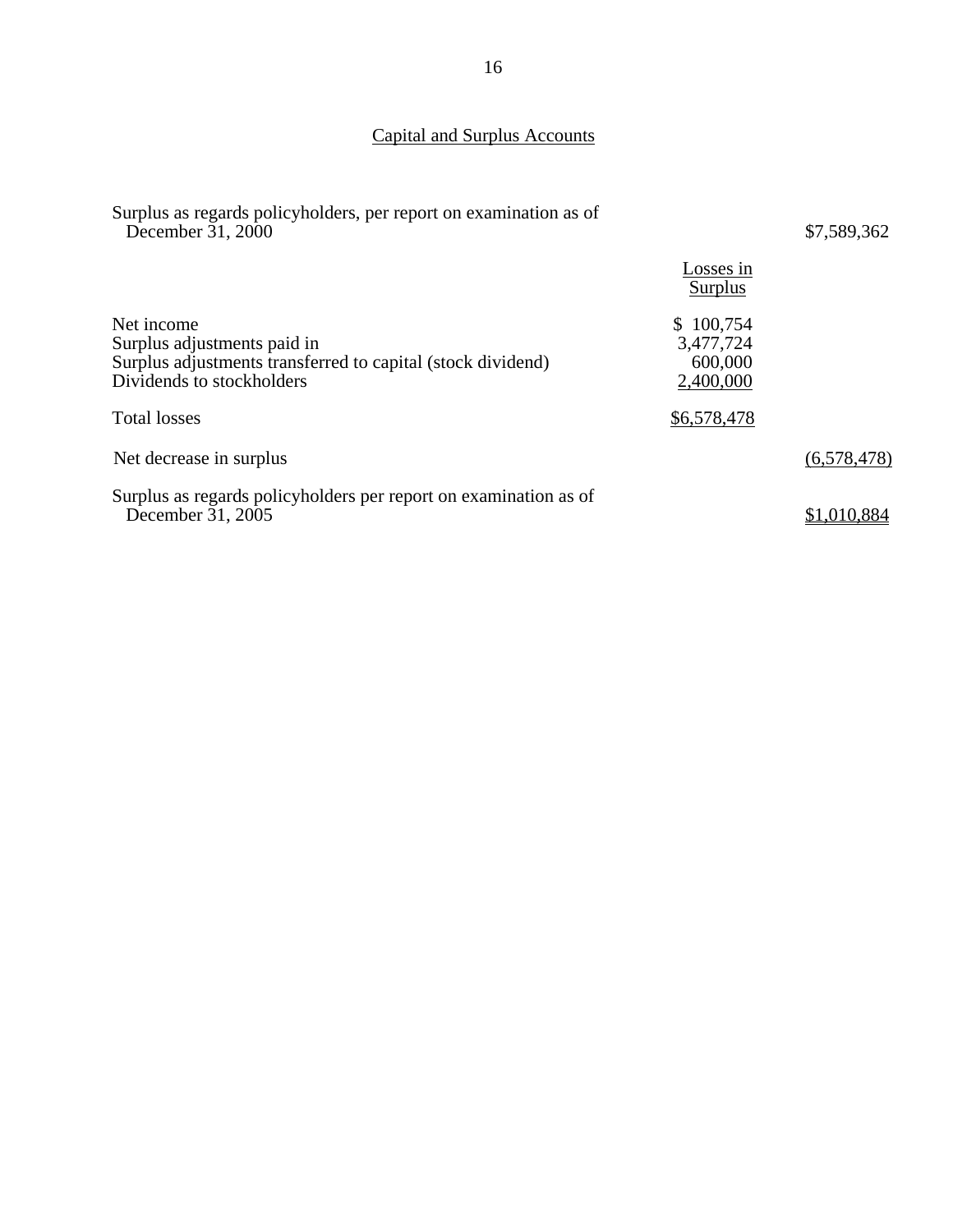## Capital and Surplus Accounts

| | Losses in Surplus | |
|---|---|---|
| Surplus as regards policyholders, per report on examination as of December 31, 2000 | | $7,589,362 |
| Net income | $ 100,754 | |
| Surplus adjustments paid in | 3,477,724 | |
| Surplus adjustments transferred to capital (stock dividend) | 600,000 | |
| Dividends to stockholders | 2,400,000 | |
| Total losses | $6,578,478 | |
| Net decrease in surplus | | (6,578,478) |
| Surplus as regards policyholders per report on examination as of December 31, 2005 | | $1,010,884 |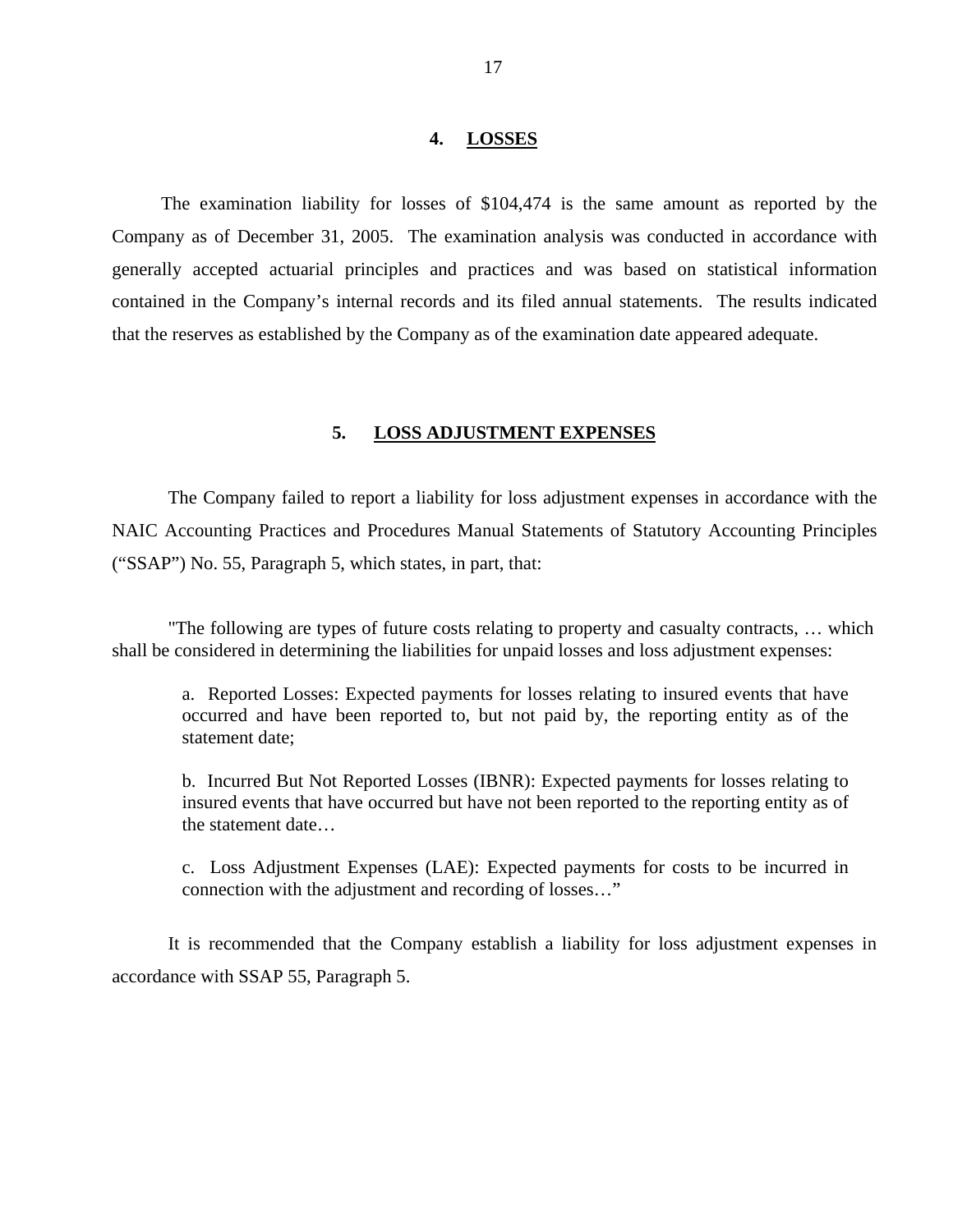## 4. LOSSES

The examination liability for losses of $104,474 is the same amount as reported by the Company as of December 31, 2005. The examination analysis was conducted in accordance with generally accepted actuarial principles and practices and was based on statistical information contained in the Company's internal records and its filed annual statements. The results indicated that the reserves as established by the Company as of the examination date appeared adequate.

## 5. LOSS ADJUSTMENT EXPENSES

The Company failed to report a liability for loss adjustment expenses in accordance with the NAIC Accounting Practices and Procedures Manual Statements of Statutory Accounting Principles ("SSAP") No. 55, Paragraph 5, which states, in part, that:

"The following are types of future costs relating to property and casualty contracts, … which shall be considered in determining the liabilities for unpaid losses and loss adjustment expenses:

> a. Reported Losses: Expected payments for losses relating to insured events that have occurred and have been reported to, but not paid by, the reporting entity as of the statement date;
>
> b. Incurred But Not Reported Losses (IBNR): Expected payments for losses relating to insured events that have occurred but have not been reported to the reporting entity as of the statement date…
>
> c. Loss Adjustment Expenses (LAE): Expected payments for costs to be incurred in connection with the adjustment and recording of losses…"

It is recommended that the Company establish a liability for loss adjustment expenses in accordance with SSAP 55, Paragraph 5.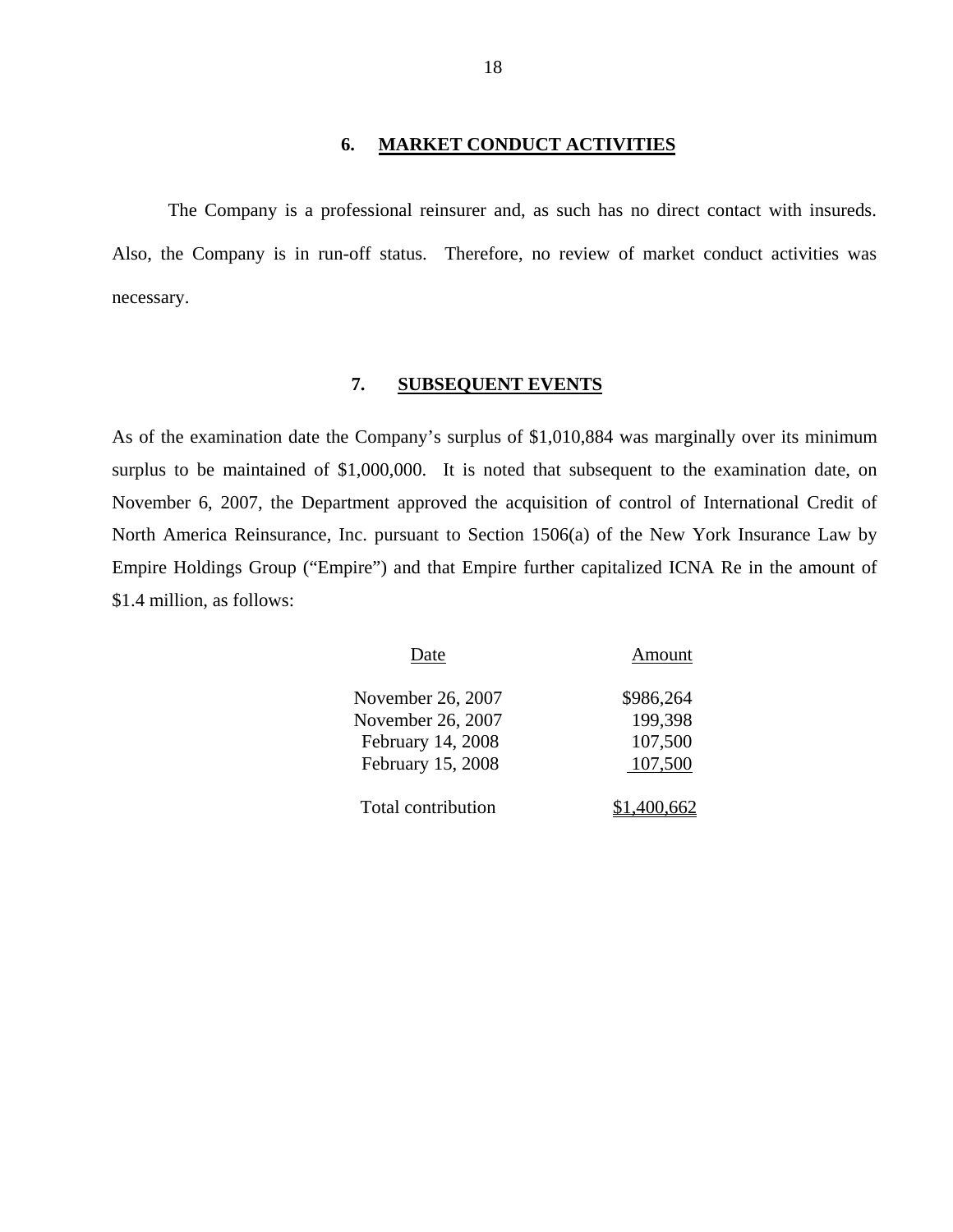## 6. MARKET CONDUCT ACTIVITIES

The Company is a professional reinsurer and, as such has no direct contact with insureds. Also, the Company is in run-off status. Therefore, no review of market conduct activities was necessary.

## 7. SUBSEQUENT EVENTS

As of the examination date the Company's surplus of $1,010,884 was marginally over its minimum surplus to be maintained of $1,000,000. It is noted that subsequent to the examination date, on November 6, 2007, the Department approved the acquisition of control of International Credit of North America Reinsurance, Inc. pursuant to Section 1506(a) of the New York Insurance Law by Empire Holdings Group ("Empire") and that Empire further capitalized ICNA Re in the amount of $1.4 million, as follows:

| Date | Amount |
|---|---:|
| November 26, 2007 | $986,264 |
| November 26, 2007 | 199,398 |
| February 14, 2008 | 107,500 |
| February 15, 2008 | 107,500 |
| Total contribution | $1,400,662 |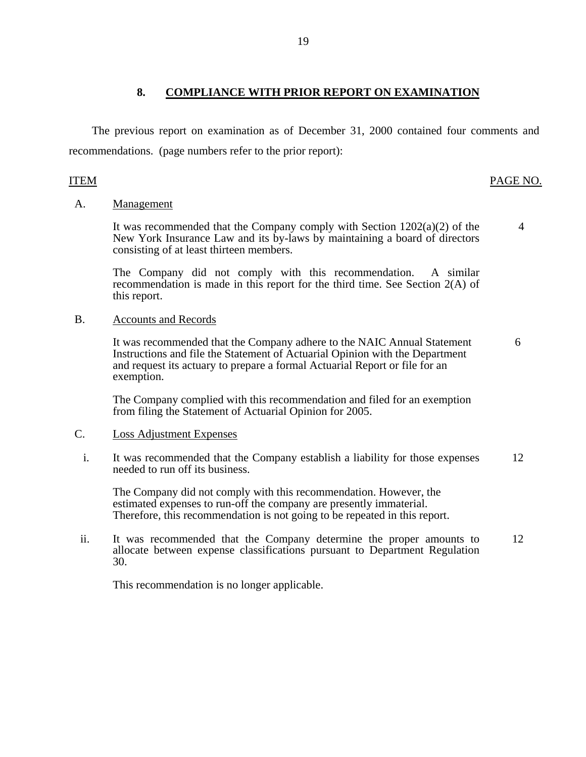## 8. COMPLIANCE WITH PRIOR REPORT ON EXAMINATION

The previous report on examination as of December 31, 2000 contained four comments and recommendations. (page numbers refer to the prior report):

| ITEM | | PAGE NO. |
|---|---|---|
| A. | Management | |
| | It was recommended that the Company comply with Section 1202(a)(2) of the New York Insurance Law and its by-laws by maintaining a board of directors consisting of at least thirteen members. | 4 |
| | The Company did not comply with this recommendation. A similar recommendation is made in this report for the third time. See Section 2(A) of this report. | |
| B. | Accounts and Records | |
| | It was recommended that the Company adhere to the NAIC Annual Statement Instructions and file the Statement of Actuarial Opinion with the Department and request its actuary to prepare a formal Actuarial Report or file for an exemption. | 6 |
| | The Company complied with this recommendation and filed for an exemption from filing the Statement of Actuarial Opinion for 2005. | |
| C. | Loss Adjustment Expenses | |
| i. | It was recommended that the Company establish a liability for those expenses needed to run off its business. | 12 |
| | The Company did not comply with this recommendation. However, the estimated expenses to run-off the company are presently immaterial. Therefore, this recommendation is not going to be repeated in this report. | |
| ii. | It was recommended that the Company determine the proper amounts to allocate between expense classifications pursuant to Department Regulation 30. | 12 |
| | This recommendation is no longer applicable. | |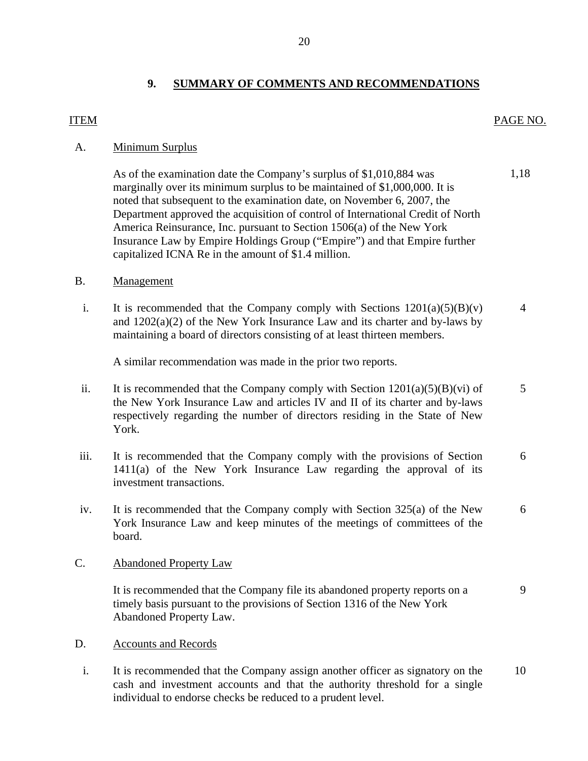## 9. SUMMARY OF COMMENTS AND RECOMMENDATIONS

| ITEM | | PAGE NO. |
|---|---|---|
| A. | **Minimum Surplus** | |
| | As of the examination date the Company's surplus of $1,010,884 was marginally over its minimum surplus to be maintained of $1,000,000. It is noted that subsequent to the examination date, on November 6, 2007, the Department approved the acquisition of control of International Credit of North America Reinsurance, Inc. pursuant to Section 1506(a) of the New York Insurance Law by Empire Holdings Group ("Empire") and that Empire further capitalized ICNA Re in the amount of $1.4 million. | 1,18 |
| B. | **Management** | |
| i. | It is recommended that the Company comply with Sections 1201(a)(5)(B)(v) and 1202(a)(2) of the New York Insurance Law and its charter and by-laws by maintaining a board of directors consisting of at least thirteen members.<br><br>A similar recommendation was made in the prior two reports. | 4 |
| ii. | It is recommended that the Company comply with Section 1201(a)(5)(B)(vi) of the New York Insurance Law and articles IV and II of its charter and by-laws respectively regarding the number of directors residing in the State of New York. | 5 |
| iii. | It is recommended that the Company comply with the provisions of Section 1411(a) of the New York Insurance Law regarding the approval of its investment transactions. | 6 |
| iv. | It is recommended that the Company comply with Section 325(a) of the New York Insurance Law and keep minutes of the meetings of committees of the board. | 6 |
| C. | **Abandoned Property Law** | |
| | It is recommended that the Company file its abandoned property reports on a timely basis pursuant to the provisions of Section 1316 of the New York Abandoned Property Law. | 9 |
| D. | **Accounts and Records** | |
| i. | It is recommended that the Company assign another officer as signatory on the cash and investment accounts and that the authority threshold for a single individual to endorse checks be reduced to a prudent level. | 10 |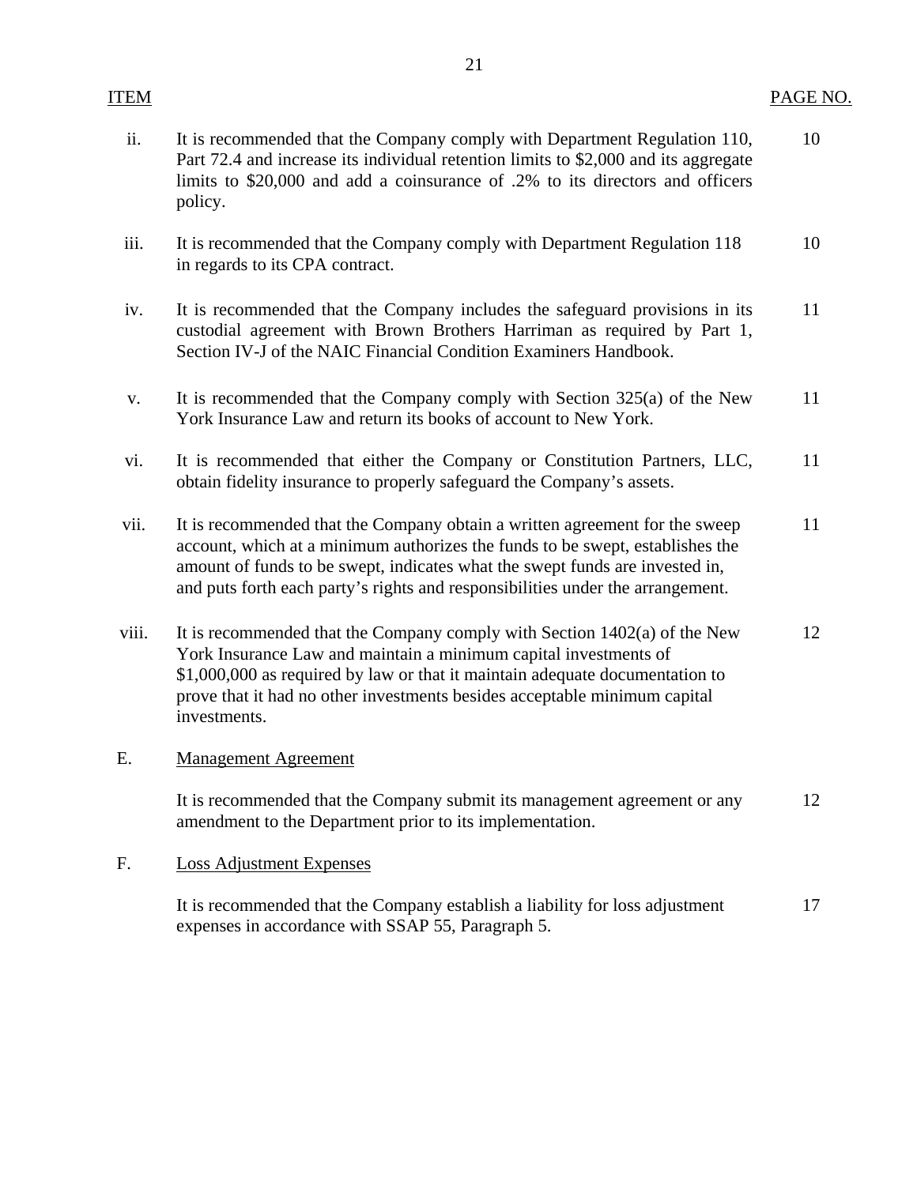| ITEM | | PAGE NO. |
|---|---|---|
| ii. | It is recommended that the Company comply with Department Regulation 110, Part 72.4 and increase its individual retention limits to $2,000 and its aggregate limits to $20,000 and add a coinsurance of .2% to its directors and officers policy. | 10 |
| iii. | It is recommended that the Company comply with Department Regulation 118 in regards to its CPA contract. | 10 |
| iv. | It is recommended that the Company includes the safeguard provisions in its custodial agreement with Brown Brothers Harriman as required by Part 1, Section IV-J of the NAIC Financial Condition Examiners Handbook. | 11 |
| v. | It is recommended that the Company comply with Section 325(a) of the New York Insurance Law and return its books of account to New York. | 11 |
| vi. | It is recommended that either the Company or Constitution Partners, LLC, obtain fidelity insurance to properly safeguard the Company's assets. | 11 |
| vii. | It is recommended that the Company obtain a written agreement for the sweep account, which at a minimum authorizes the funds to be swept, establishes the amount of funds to be swept, indicates what the swept funds are invested in, and puts forth each party's rights and responsibilities under the arrangement. | 11 |
| viii. | It is recommended that the Company comply with Section 1402(a) of the New York Insurance Law and maintain a minimum capital investments of $1,000,000 as required by law or that it maintain adequate documentation to prove that it had no other investments besides acceptable minimum capital investments. | 12 |
| E. | <u>Management Agreement</u> | |
| | It is recommended that the Company submit its management agreement or any amendment to the Department prior to its implementation. | 12 |
| F. | <u>Loss Adjustment Expenses</u> | |
| | It is recommended that the Company establish a liability for loss adjustment expenses in accordance with SSAP 55, Paragraph 5. | 17 |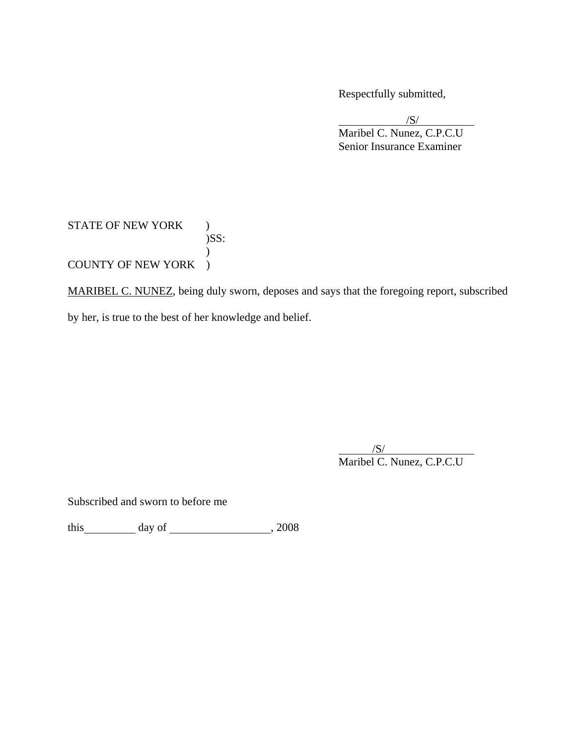Respectfully submitted,

/S/

Maribel C. Nunez, C.P.C.U

Senior Insurance Examiner

STATE OF NEW YORK )

)SS:

)

COUNTY OF NEW YORK )

MARIBEL C. NUNEZ, being duly sworn, deposes and says that the foregoing report, subscribed by her, is true to the best of her knowledge and belief.

/S/

Maribel C. Nunez, C.P.C.U

Subscribed and sworn to before me

this ________ day of ________________, 2008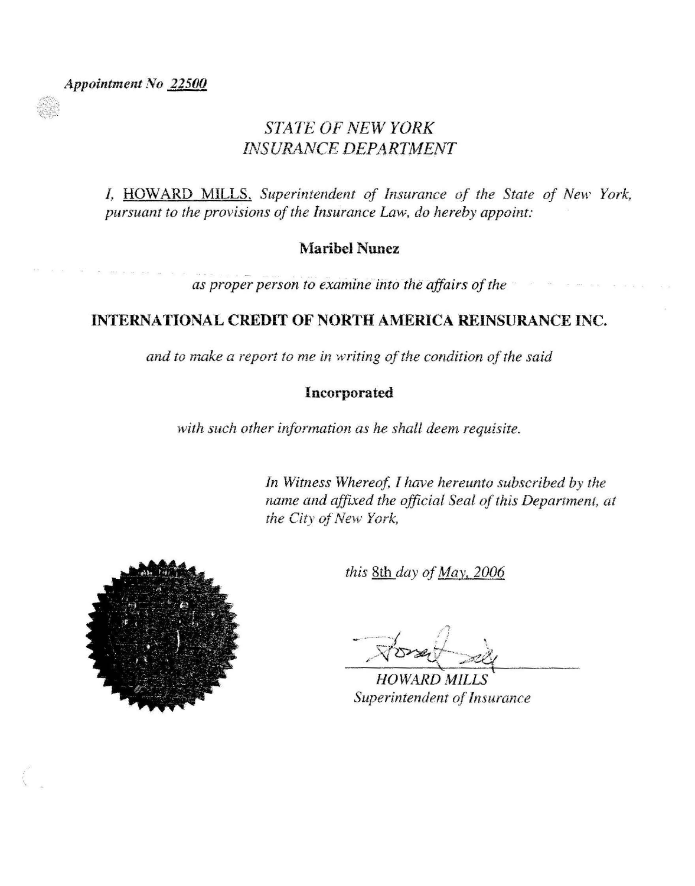*Appointment No* 22500

# *STATE OF NEW YORK*
# *INSURANCE DEPARTMENT*

*I,* HOWARD MILLS, *Superintendent of Insurance of the State of New York, pursuant to the provisions of the Insurance Law, do hereby appoint:*

**Maribel Nunez**

*as proper person to examine into the affairs of the*

**INTERNATIONAL CREDIT OF NORTH AMERICA REINSURANCE INC.**

*and to make a report to me in writing of the condition of the said*

**Incorporated**

*with such other information as he shall deem requisite.*

*In Witness Whereof, I have hereunto subscribed by the name and affixed the official Seal of this Department, at the City of New York,*

*this* 8th *day of* May, 2006

*HOWARD MILLS*
*Superintendent of Insurance*